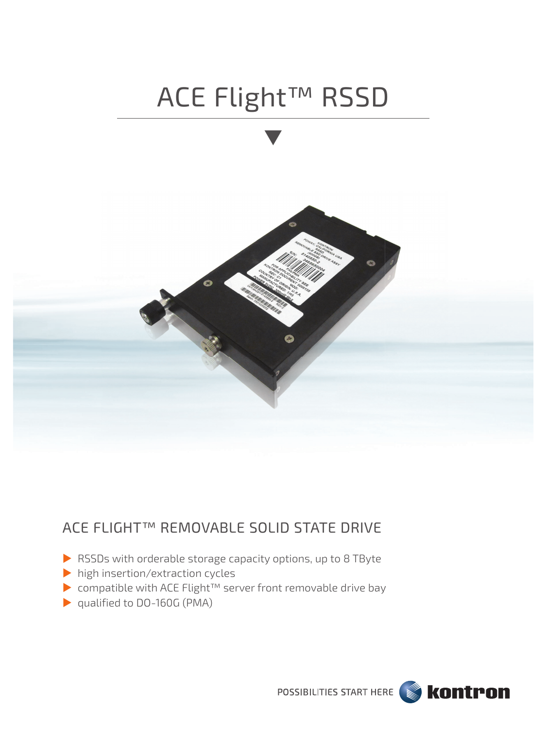# ACE Flight™ RSSD

## ACE FLIGHT™ REMOVABLE SOLID STATE DRIVE

- RSSDs with orderable storage capacity options, up to 8 TByte
- high insertion/extraction cycles
- compatible with ACE Flight™ server front removable drive bay
- qualified to DO-160G (PMA)

POSSIBILITIES START HERE kontron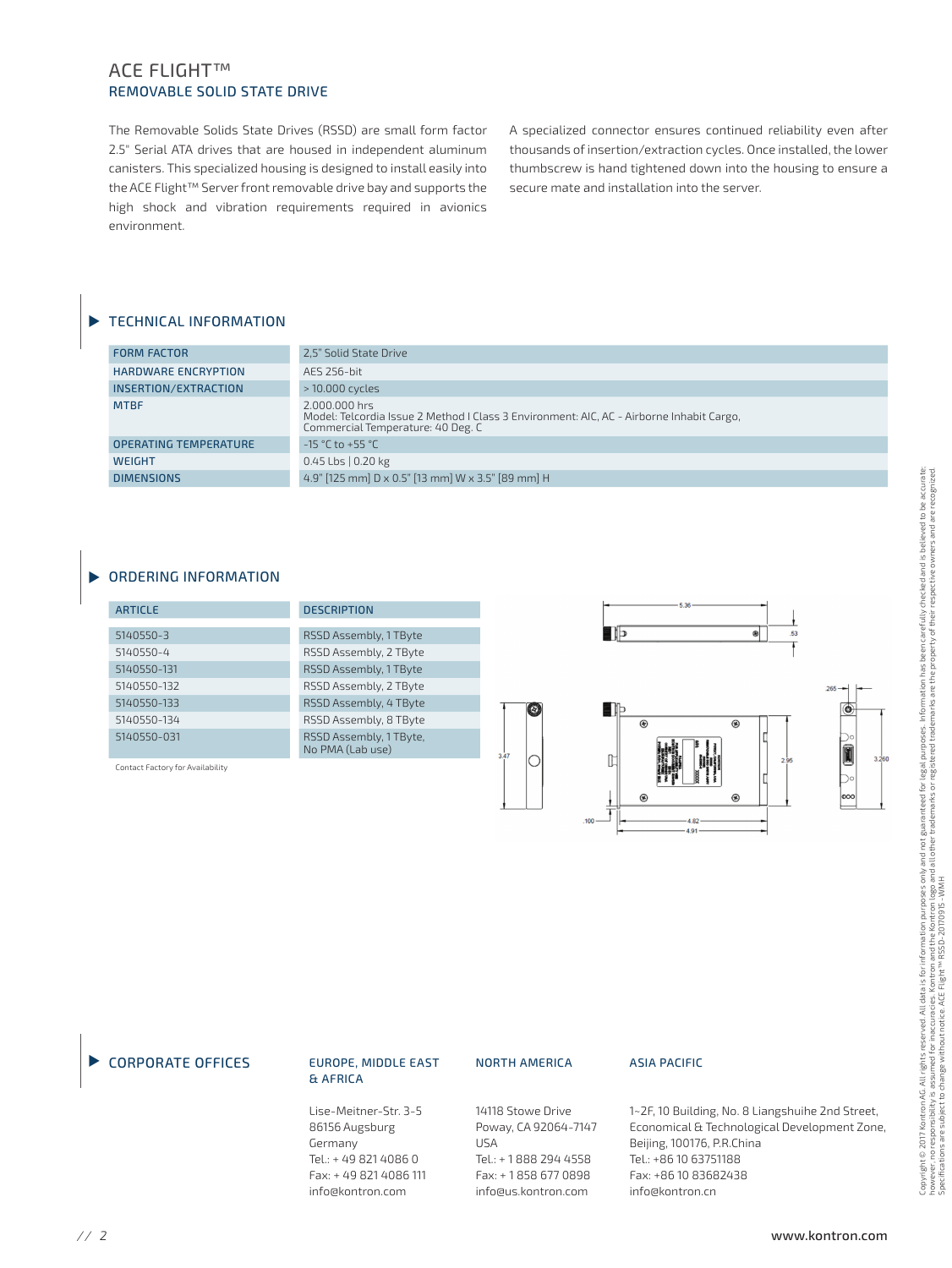# ACE FLIGHT™

## REMOVABLE SOLID STATE DRIVE

The Removable Solids State Drives (RSSD) are small form factor 2.5" Serial ATA drives that are housed in independent aluminum canisters. This specialized housing is designed to install easily into the ACE Flight™ Server front removable drive bay and supports the high shock and vibration requirements required in avionics environment.

A specialized connector ensures continued reliability even after thousands of insertion/extraction cycles. Once installed, the lower thumbscrew is hand tightened down into the housing to ensure a secure mate and installation into the server.

## TECHNICAL INFORMATION

| | |
|---|---|
| FORM FACTOR | 2,5" Solid State Drive |
| HARDWARE ENCRYPTION | AES 256-bit |
| INSERTION/EXTRACTION | > 10.000 cycles |
| MTBF | 2.000.000 hrs<br>Model: Telcordia Issue 2 Method I Class 3 Environment: AIC, AC - Airborne Inhabit Cargo,<br>Commercial Temperature: 40 Deg. C |
| OPERATING TEMPERATURE | -15 °C to +55 °C |
| WEIGHT | 0.45 Lbs \| 0.20 kg |
| DIMENSIONS | 4.9" [125 mm] D x 0.5" [13 mm] W x 3.5" [89 mm] H |

## ORDERING INFORMATION

| ARTICLE | DESCRIPTION |
|---|---|
| 5140550-3 | RSSD Assembly, 1 TByte |
| 5140550-4 | RSSD Assembly, 2 TByte |
| 5140550-131 | RSSD Assembly, 1 TByte |
| 5140550-132 | RSSD Assembly, 2 TByte |
| 5140550-133 | RSSD Assembly, 4 TByte |
| 5140550-134 | RSSD Assembly, 8 TByte |
| 5140550-031 | RSSD Assembly, 1 TByte, No PMA (Lab use) |

Contact Factory for Availability

5.36
.53
.265
3.47
2.95
3.260
.100
4.82
4.91

## CORPORATE OFFICES

**EUROPE, MIDDLE EAST & AFRICA**

Lise-Meitner-Str. 3-5
86156 Augsburg
Germany
Tel.: + 49 821 4086 0
Fax: + 49 821 4086 111
info@kontron.com

**NORTH AMERICA**

14118 Stowe Drive
Poway, CA 92064-7147
USA
Tel.: + 1 888 294 4558
Fax: + 1 858 677 0898
info@us.kontron.com

**ASIA PACIFIC**

1~2F, 10 Building, No. 8 Liangshuihe 2nd Street,
Economical & Technological Development Zone,
Beijing, 100176, P.R.China
Tel.: +86 10 63751188
Fax: +86 10 83682438
info@kontron.cn

Copyright © 2017 Kontron AG. All rights reserved. All data is for information purposes only and not guaranteed for legal purposes. Information has been carefully checked and is believed to be accurate; however, no responsibility is assumed for inaccuracies. Kontron and the Kontron logo and all other trademarks or registered trademarks are the property of their respective owners and are recognized. Specifications are subject to change without notice. ACE Flight™ RSSD-20170915-WMH

www.kontron.com